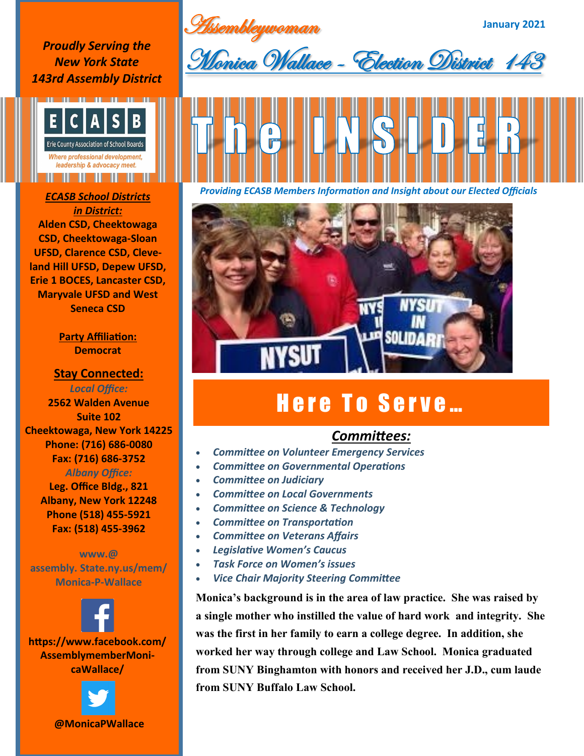# Assemblywoman

# Monica Wallace - Election District 143

January 2021

# The INSIDER

*Providing ECASB Members Information and Insight about our Elected Officials*

***Proudly Serving the New York State 143rd Assembly District***

ECASB
Erie County Association of School Boards
*Where professional development, leadership & advocacy meet.*

***ECASB School Districts in District:***
**Alden CSD, Cheektowaga CSD, Cheektowaga-Sloan UFSD, Clarence CSD, Cleveland Hill UFSD, Depew UFSD, Erie 1 BOCES, Lancaster CSD, Maryvale UFSD and West Seneca CSD**

**Party Affiliation:**
**Democrat**

## Stay Connected:

*Local Office:*
**2562 Walden Avenue**
**Suite 102**
**Cheektowaga, New York 14225**
**Phone: (716) 686-0080**
**Fax: (716) 686-3752**

*Albany Office:*
**Leg. Office Bldg., 821**
**Albany, New York 12248**
**Phone (518) 455-5921**
**Fax: (518) 455-3962**

**www.@ assembly. State.ny.us/mem/ Monica-P-Wallace**

**https://www.facebook.com/ AssemblymemberMonicaWallace/**

**@MonicaPWallace**

## Here To Serve…

### Committees:

- *Committee on Volunteer Emergency Services*
- *Committee on Governmental Operations*
- *Committee on Judiciary*
- *Committee on Local Governments*
- *Committee on Science & Technology*
- *Committee on Transportation*
- *Committee on Veterans Affairs*
- *Legislative Women's Caucus*
- *Task Force on Women's issues*
- *Vice Chair Majority Steering Committee*

**Monica's background is in the area of law practice. She was raised by a single mother who instilled the value of hard work and integrity. She was the first in her family to earn a college degree. In addition, she worked her way through college and Law School. Monica graduated from SUNY Binghamton with honors and received her J.D., cum laude from SUNY Buffalo Law School.**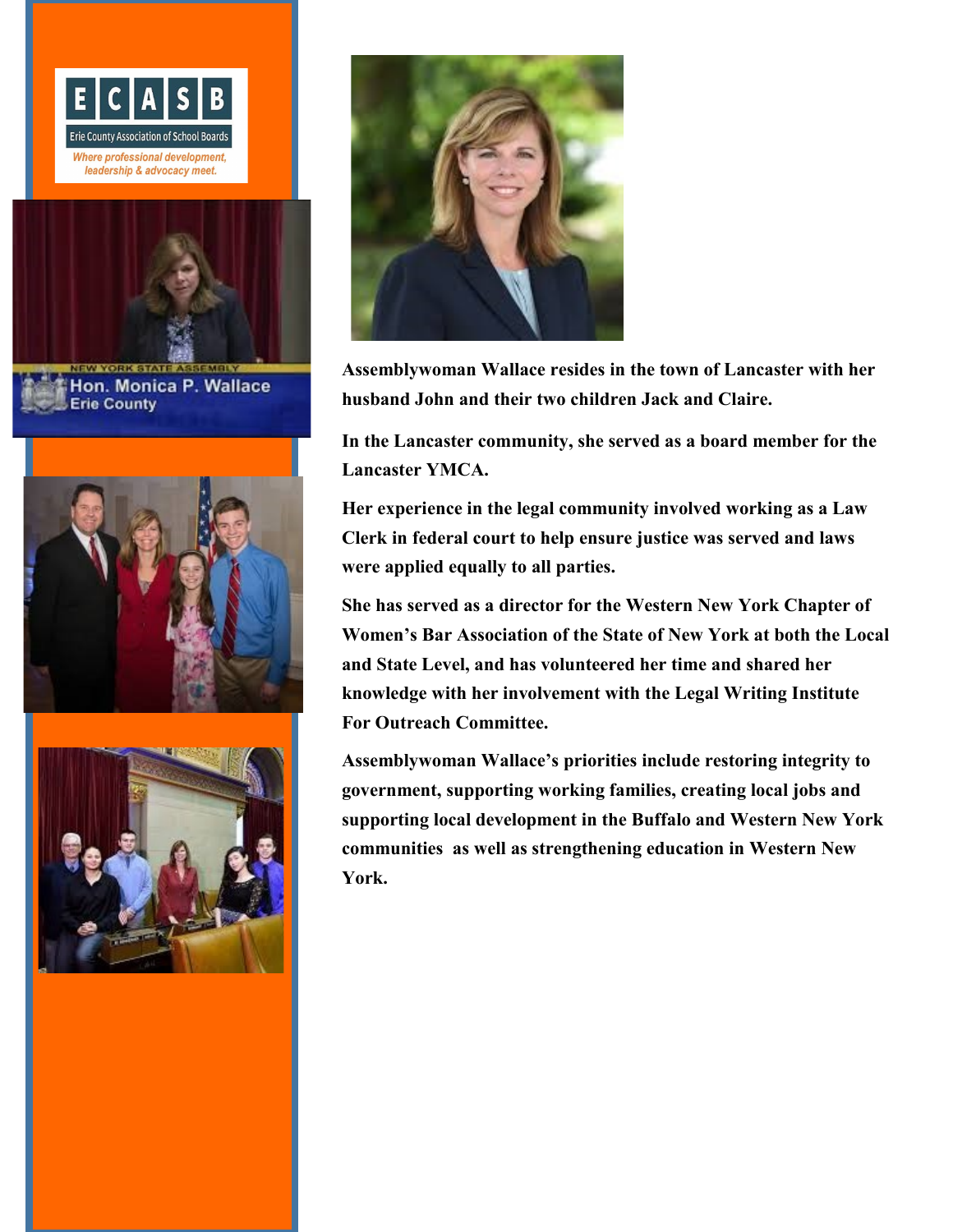**Assemblywoman Wallace resides in the town of Lancaster with her husband John and their two children Jack and Claire.**

**In the Lancaster community, she served as a board member for the Lancaster YMCA.**

**Her experience in the legal community involved working as a Law Clerk in federal court to help ensure justice was served and laws were applied equally to all parties.**

**She has served as a director for the Western New York Chapter of Women's Bar Association of the State of New York at both the Local and State Level, and has volunteered her time and shared her knowledge with her involvement with the Legal Writing Institute For Outreach Committee.**

**Assemblywoman Wallace's priorities include restoring integrity to government, supporting working families, creating local jobs and supporting local development in the Buffalo and Western New York communities as well as strengthening education in Western New York.**